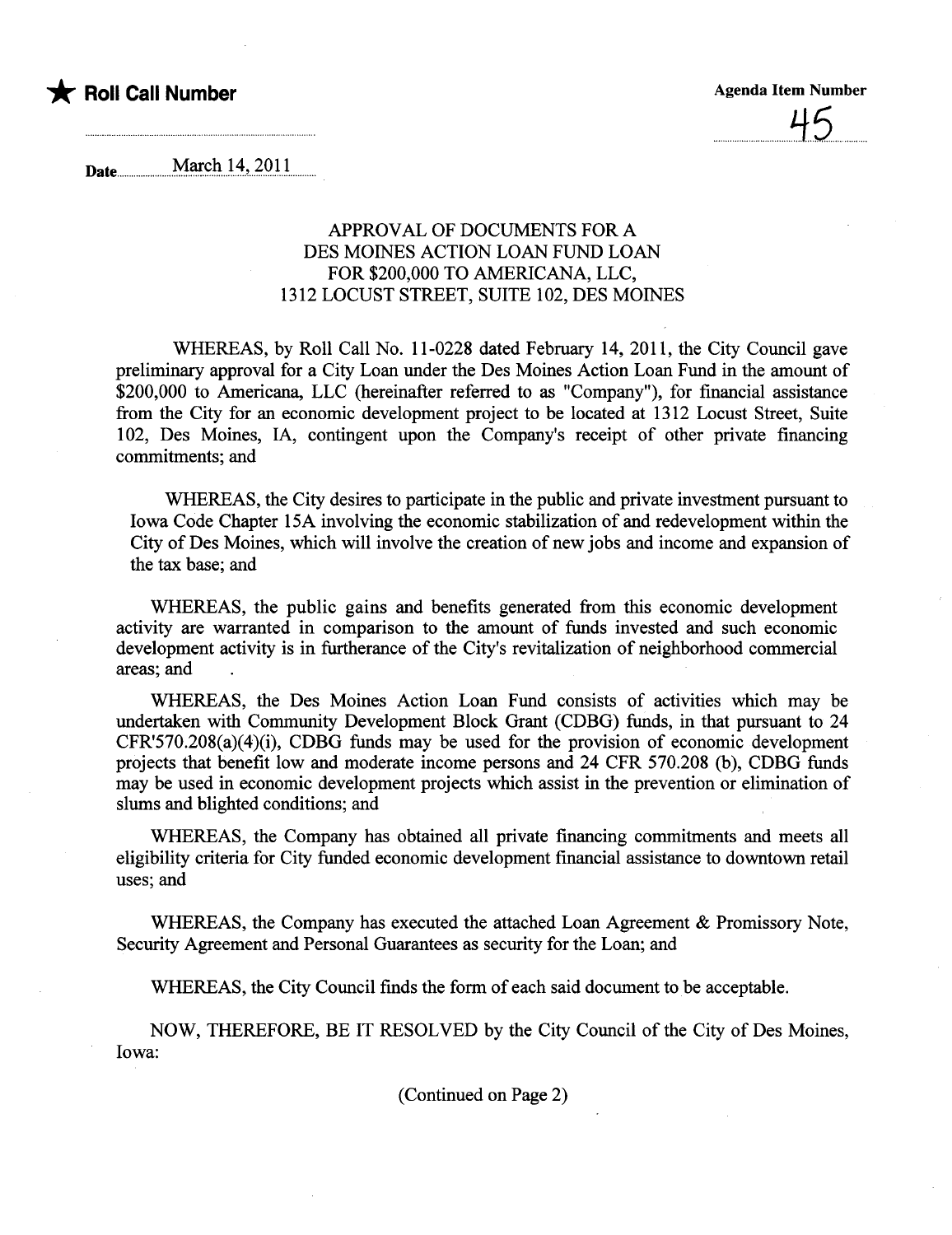★ **Roll Call Number**

**Agenda Item Number**

45

Date March 14, 2011

### APPROVAL OF DOCUMENTS FOR A DES MOINES ACTION LOAN FUND LOAN FOR $200,000 TO AMERICANA, LLC, 1312 LOCUST STREET, SUITE 102, DES MOINES

WHEREAS, by Roll Call No. 11-0228 dated February 14, 2011, the City Council gave preliminary approval for a City Loan under the Des Moines Action Loan Fund in the amount of $200,000 to Americana, LLC (hereinafter referred to as "Company"), for financial assistance from the City for an economic development project to be located at 1312 Locust Street, Suite 102, Des Moines, IA, contingent upon the Company's receipt of other private financing commitments; and

WHEREAS, the City desires to participate in the public and private investment pursuant to Iowa Code Chapter 15A involving the economic stabilization of and redevelopment within the City of Des Moines, which will involve the creation of new jobs and income and expansion of the tax base; and

WHEREAS, the public gains and benefits generated from this economic development activity are warranted in comparison to the amount of funds invested and such economic development activity is in furtherance of the City's revitalization of neighborhood commercial areas; and

WHEREAS, the Des Moines Action Loan Fund consists of activities which may be undertaken with Community Development Block Grant (CDBG) funds, in that pursuant to 24 CFR'570.208(a)(4)(i), CDBG funds may be used for the provision of economic development projects that benefit low and moderate income persons and 24 CFR 570.208 (b), CDBG funds may be used in economic development projects which assist in the prevention or elimination of slums and blighted conditions; and

WHEREAS, the Company has obtained all private financing commitments and meets all eligibility criteria for City funded economic development financial assistance to downtown retail uses; and

WHEREAS, the Company has executed the attached Loan Agreement & Promissory Note, Security Agreement and Personal Guarantees as security for the Loan; and

WHEREAS, the City Council finds the form of each said document to be acceptable.

NOW, THEREFORE, BE IT RESOLVED by the City Council of the City of Des Moines, Iowa:

(Continued on Page 2)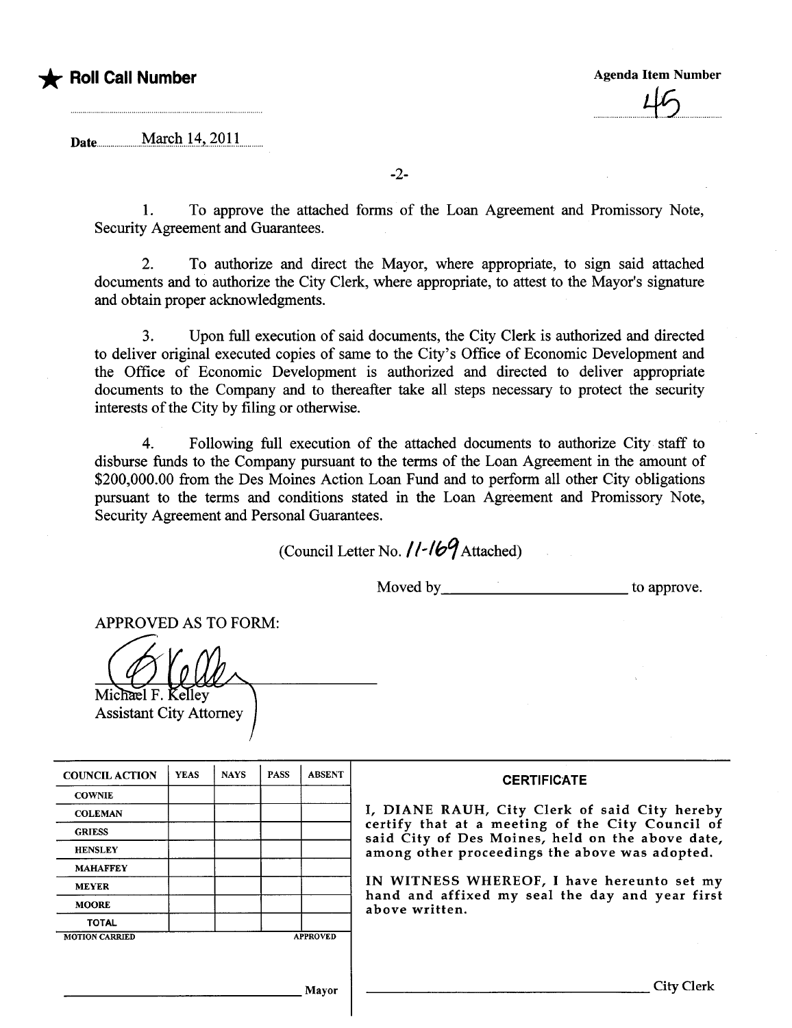★ **Roll Call Number**

**Agenda Item Number**

45

Date March 14, 2011

-2-

1. To approve the attached forms of the Loan Agreement and Promissory Note, Security Agreement and Guarantees.

2. To authorize and direct the Mayor, where appropriate, to sign said attached documents and to authorize the City Clerk, where appropriate, to attest to the Mayor's signature and obtain proper acknowledgments.

3. Upon full execution of said documents, the City Clerk is authorized and directed to deliver original executed copies of same to the City's Office of Economic Development and the Office of Economic Development is authorized and directed to deliver appropriate documents to the Company and to thereafter take all steps necessary to protect the security interests of the City by filing or otherwise.

4. Following full execution of the attached documents to authorize City staff to disburse funds to the Company pursuant to the terms of the Loan Agreement in the amount of $200,000.00 from the Des Moines Action Loan Fund and to perform all other City obligations pursuant to the terms and conditions stated in the Loan Agreement and Promissory Note, Security Agreement and Personal Guarantees.

(Council Letter No. 11-169 Attached)

Moved by________________________ to approve.

APPROVED AS TO FORM:

Michael F. Kelley
Assistant City Attorney

| COUNCIL ACTION | YEAS | NAYS | PASS | ABSENT |
|---|---|---|---|---|
| COWNIE | | | | |
| COLEMAN | | | | |
| GRIESS | | | | |
| HENSLEY | | | | |
| MAHAFFEY | | | | |
| MEYER | | | | |
| MOORE | | | | |
| TOTAL | | | | |

MOTION CARRIED APPROVED

________________________ Mayor

**CERTIFICATE**

I, DIANE RAUH, City Clerk of said City hereby certify that at a meeting of the City Council of said City of Des Moines, held on the above date, among other proceedings the above was adopted.

IN WITNESS WHEREOF, I have hereunto set my hand and affixed my seal the day and year first above written.

________________________ City Clerk